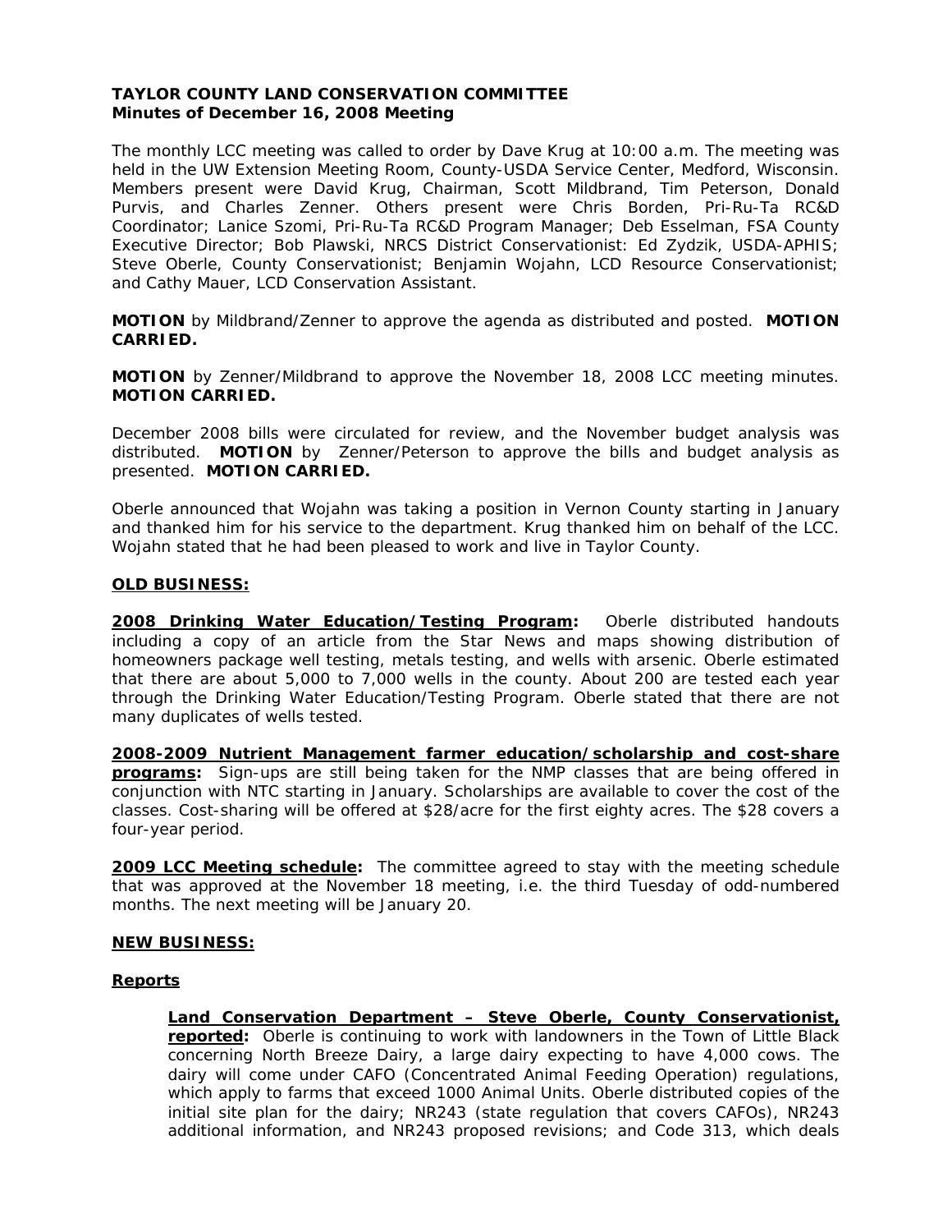**TAYLOR COUNTY LAND CONSERVATION COMMITTEE**
**Minutes of December 16, 2008 Meeting**

The monthly LCC meeting was called to order by Dave Krug at 10:00 a.m. The meeting was held in the UW Extension Meeting Room, County-USDA Service Center, Medford, Wisconsin. Members present were David Krug, Chairman, Scott Mildbrand, Tim Peterson, Donald Purvis, and Charles Zenner. Others present were Chris Borden, Pri-Ru-Ta RC&D Coordinator; Lanice Szomi, Pri-Ru-Ta RC&D Program Manager; Deb Esselman, FSA County Executive Director; Bob Plawski, NRCS District Conservationist: Ed Zydzik, USDA-APHIS; Steve Oberle, County Conservationist; Benjamin Wojahn, LCD Resource Conservationist; and Cathy Mauer, LCD Conservation Assistant.

**MOTION** by Mildbrand/Zenner to approve the agenda as distributed and posted. **MOTION CARRIED.**

**MOTION** by Zenner/Mildbrand to approve the November 18, 2008 LCC meeting minutes. **MOTION CARRIED.**

December 2008 bills were circulated for review, and the November budget analysis was distributed. **MOTION** by Zenner/Peterson to approve the bills and budget analysis as presented. **MOTION CARRIED.**

Oberle announced that Wojahn was taking a position in Vernon County starting in January and thanked him for his service to the department. Krug thanked him on behalf of the LCC. Wojahn stated that he had been pleased to work and live in Taylor County.

**OLD BUSINESS:**

**2008 Drinking Water Education/Testing Program:** Oberle distributed handouts including a copy of an article from the Star News and maps showing distribution of homeowners package well testing, metals testing, and wells with arsenic. Oberle estimated that there are about 5,000 to 7,000 wells in the county. About 200 are tested each year through the Drinking Water Education/Testing Program. Oberle stated that there are not many duplicates of wells tested.

**2008-2009 Nutrient Management farmer education/scholarship and cost-share programs:** Sign-ups are still being taken for the NMP classes that are being offered in conjunction with NTC starting in January. Scholarships are available to cover the cost of the classes. Cost-sharing will be offered at $28/acre for the first eighty acres. The $28 covers a four-year period.

**2009 LCC Meeting schedule:** The committee agreed to stay with the meeting schedule that was approved at the November 18 meeting, i.e. the third Tuesday of odd-numbered months. The next meeting will be January 20.

**NEW BUSINESS:**

**Reports**

**Land Conservation Department – Steve Oberle, County Conservationist, reported:** Oberle is continuing to work with landowners in the Town of Little Black concerning North Breeze Dairy, a large dairy expecting to have 4,000 cows. The dairy will come under CAFO (Concentrated Animal Feeding Operation) regulations, which apply to farms that exceed 1000 Animal Units. Oberle distributed copies of the initial site plan for the dairy; NR243 (state regulation that covers CAFOs), NR243 additional information, and NR243 proposed revisions; and Code 313, which deals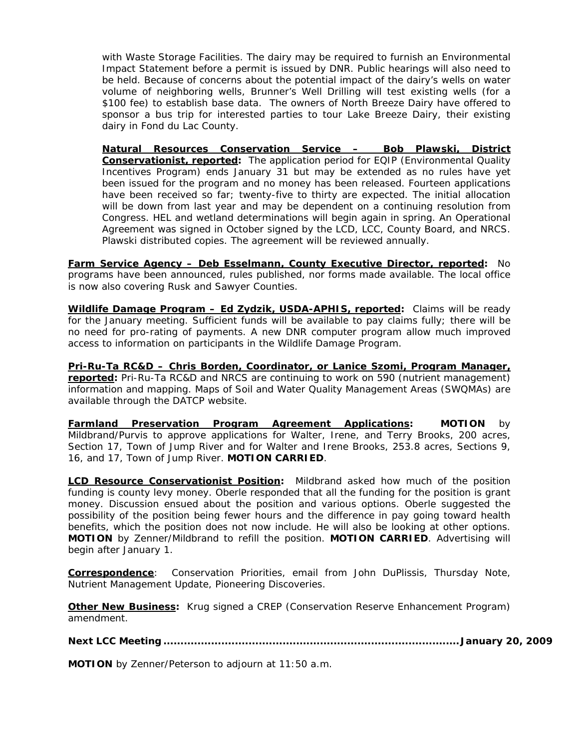with Waste Storage Facilities. The dairy may be required to furnish an Environmental Impact Statement before a permit is issued by DNR. Public hearings will also need to be held. Because of concerns about the potential impact of the dairy's wells on water volume of neighboring wells, Brunner's Well Drilling will test existing wells (for a $100 fee) to establish base data. The owners of North Breeze Dairy have offered to sponsor a bus trip for interested parties to tour Lake Breeze Dairy, their existing dairy in Fond du Lac County.

**Natural Resources Conservation Service – Bob Plawski, District Conservationist, reported:** The application period for EQIP (Environmental Quality Incentives Program) ends January 31 but may be extended as no rules have yet been issued for the program and no money has been released. Fourteen applications have been received so far; twenty-five to thirty are expected. The initial allocation will be down from last year and may be dependent on a continuing resolution from Congress. HEL and wetland determinations will begin again in spring. An Operational Agreement was signed in October signed by the LCD, LCC, County Board, and NRCS. Plawski distributed copies. The agreement will be reviewed annually.

**Farm Service Agency – Deb Esselmann, County Executive Director, reported:** No programs have been announced, rules published, nor forms made available. The local office is now also covering Rusk and Sawyer Counties.

**Wildlife Damage Program – Ed Zydzik, USDA-APHIS, reported:** Claims will be ready for the January meeting. Sufficient funds will be available to pay claims fully; there will be no need for pro-rating of payments. A new DNR computer program allow much improved access to information on participants in the Wildlife Damage Program.

**Pri-Ru-Ta RC&D – Chris Borden, Coordinator, or Lanice Szomi, Program Manager, reported:** Pri-Ru-Ta RC&D and NRCS are continuing to work on 590 (nutrient management) information and mapping. Maps of Soil and Water Quality Management Areas (SWQMAs) are available through the DATCP website.

**Farmland Preservation Program Agreement Applications:** **MOTION** by Mildbrand/Purvis to approve applications for Walter, Irene, and Terry Brooks, 200 acres, Section 17, Town of Jump River and for Walter and Irene Brooks, 253.8 acres, Sections 9, 16, and 17, Town of Jump River. **MOTION CARRIED**.

**LCD Resource Conservationist Position:** Mildbrand asked how much of the position funding is county levy money. Oberle responded that all the funding for the position is grant money. Discussion ensued about the position and various options. Oberle suggested the possibility of the position being fewer hours and the difference in pay going toward health benefits, which the position does not now include. He will also be looking at other options. **MOTION** by Zenner/Mildbrand to refill the position. **MOTION CARRIED**. Advertising will begin after January 1.

**Correspondence**: Conservation Priorities, email from John DuPlissis, Thursday Note, Nutrient Management Update, Pioneering Discoveries.

**Other New Business:** Krug signed a CREP (Conservation Reserve Enhancement Program) amendment.

**Next LCC Meeting ...................................................................................... January 20, 2009**

**MOTION** by Zenner/Peterson to adjourn at 11:50 a.m.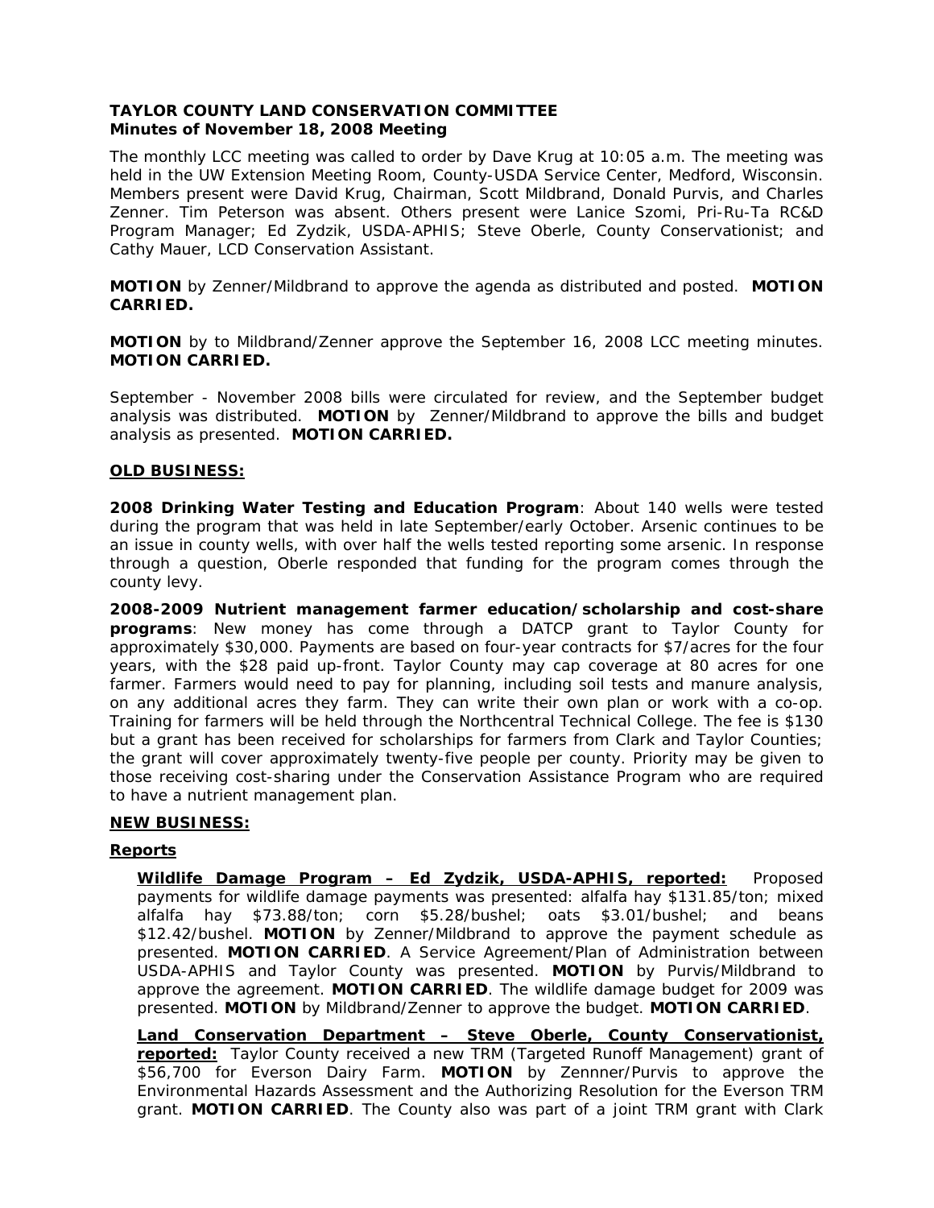**TAYLOR COUNTY LAND CONSERVATION COMMITTEE**
**Minutes of November 18, 2008 Meeting**

The monthly LCC meeting was called to order by Dave Krug at 10:05 a.m. The meeting was held in the UW Extension Meeting Room, County-USDA Service Center, Medford, Wisconsin. Members present were David Krug, Chairman, Scott Mildbrand, Donald Purvis, and Charles Zenner. Tim Peterson was absent. Others present were Lanice Szomi, Pri-Ru-Ta RC&D Program Manager; Ed Zydzik, USDA-APHIS; Steve Oberle, County Conservationist; and Cathy Mauer, LCD Conservation Assistant.

**MOTION** by Zenner/Mildbrand to approve the agenda as distributed and posted. **MOTION CARRIED.**

**MOTION** by to Mildbrand/Zenner approve the September 16, 2008 LCC meeting minutes. **MOTION CARRIED.**

September - November 2008 bills were circulated for review, and the September budget analysis was distributed. **MOTION** by Zenner/Mildbrand to approve the bills and budget analysis as presented. **MOTION CARRIED.**

**OLD BUSINESS:**

**2008 Drinking Water Testing and Education Program**: About 140 wells were tested during the program that was held in late September/early October. Arsenic continues to be an issue in county wells, with over half the wells tested reporting some arsenic. In response through a question, Oberle responded that funding for the program comes through the county levy.

**2008-2009 Nutrient management farmer education/scholarship and cost-share programs**: New money has come through a DATCP grant to Taylor County for approximately $30,000. Payments are based on four-year contracts for $7/acres for the four years, with the $28 paid up-front. Taylor County may cap coverage at 80 acres for one farmer. Farmers would need to pay for planning, including soil tests and manure analysis, on any additional acres they farm. They can write their own plan or work with a co-op. Training for farmers will be held through the Northcentral Technical College. The fee is $130 but a grant has been received for scholarships for farmers from Clark and Taylor Counties; the grant will cover approximately twenty-five people per county. Priority may be given to those receiving cost-sharing under the Conservation Assistance Program who are required to have a nutrient management plan.

**NEW BUSINESS:**

**Reports**

**Wildlife Damage Program – Ed Zydzik, USDA-APHIS, reported:** Proposed payments for wildlife damage payments was presented: alfalfa hay $131.85/ton; mixed alfalfa hay $73.88/ton; corn $5.28/bushel; oats $3.01/bushel; and beans $12.42/bushel. **MOTION** by Zenner/Mildbrand to approve the payment schedule as presented. **MOTION CARRIED**. A Service Agreement/Plan of Administration between USDA-APHIS and Taylor County was presented. **MOTION** by Purvis/Mildbrand to approve the agreement. **MOTION CARRIED**. The wildlife damage budget for 2009 was presented. **MOTION** by Mildbrand/Zenner to approve the budget. **MOTION CARRIED**.

**Land Conservation Department – Steve Oberle, County Conservationist, reported:** Taylor County received a new TRM (Targeted Runoff Management) grant of $56,700 for Everson Dairy Farm. **MOTION** by Zennner/Purvis to approve the Environmental Hazards Assessment and the Authorizing Resolution for the Everson TRM grant. **MOTION CARRIED**. The County also was part of a joint TRM grant with Clark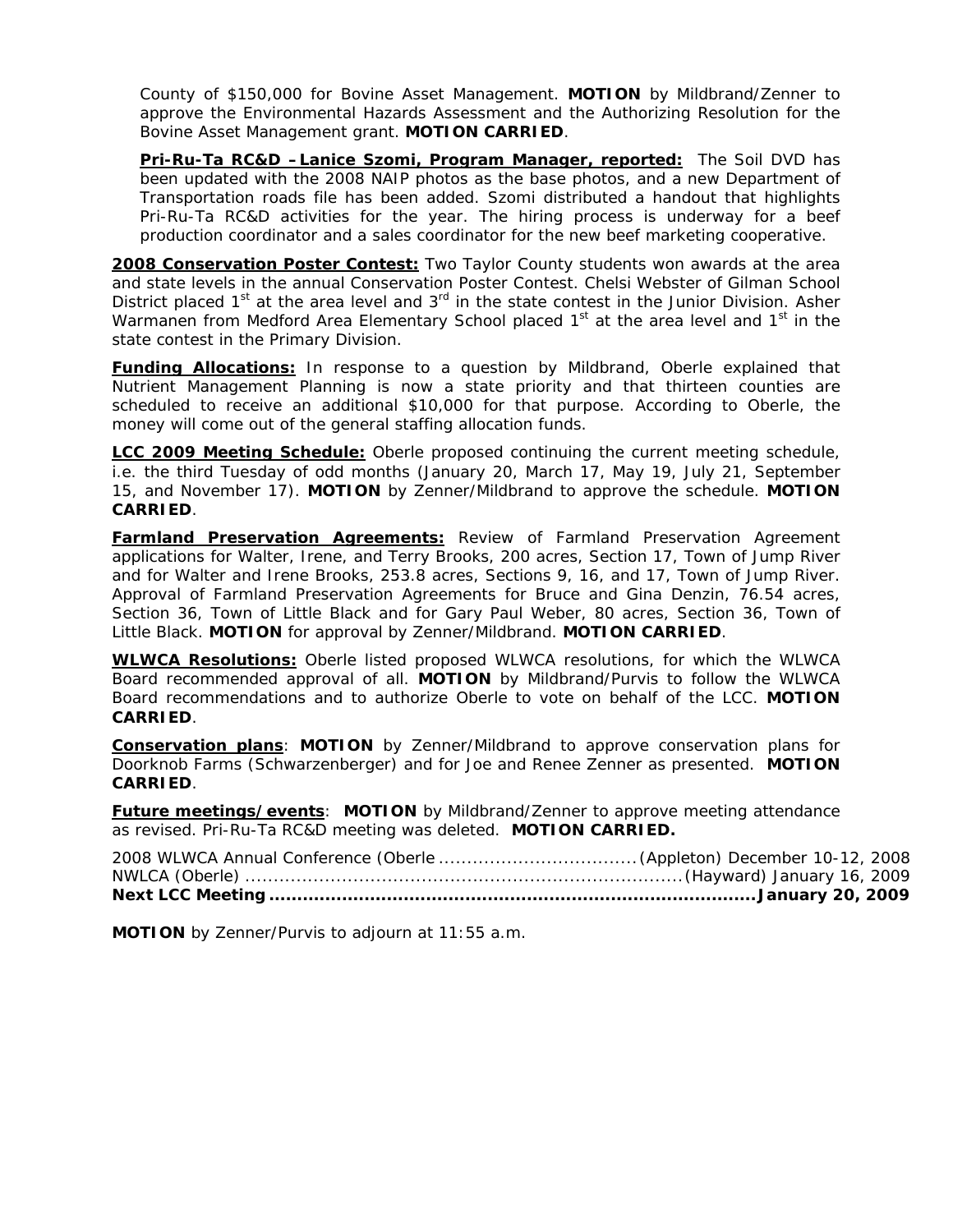County of $150,000 for Bovine Asset Management. **MOTION** by Mildbrand/Zenner to approve the Environmental Hazards Assessment and the Authorizing Resolution for the Bovine Asset Management grant. **MOTION CARRIED**.

**Pri-Ru-Ta RC&D –Lanice Szomi, Program Manager, reported:** The Soil DVD has been updated with the 2008 NAIP photos as the base photos, and a new Department of Transportation roads file has been added. Szomi distributed a handout that highlights Pri-Ru-Ta RC&D activities for the year. The hiring process is underway for a beef production coordinator and a sales coordinator for the new beef marketing cooperative.

**2008 Conservation Poster Contest:** Two Taylor County students won awards at the area and state levels in the annual Conservation Poster Contest. Chelsi Webster of Gilman School District placed 1st at the area level and 3rd in the state contest in the Junior Division. Asher Warmanen from Medford Area Elementary School placed 1st at the area level and 1st in the state contest in the Primary Division.

**Funding Allocations:** In response to a question by Mildbrand, Oberle explained that Nutrient Management Planning is now a state priority and that thirteen counties are scheduled to receive an additional $10,000 for that purpose. According to Oberle, the money will come out of the general staffing allocation funds.

**LCC 2009 Meeting Schedule:** Oberle proposed continuing the current meeting schedule, i.e. the third Tuesday of odd months (January 20, March 17, May 19, July 21, September 15, and November 17). **MOTION** by Zenner/Mildbrand to approve the schedule. **MOTION CARRIED**.

**Farmland Preservation Agreements:** Review of Farmland Preservation Agreement applications for Walter, Irene, and Terry Brooks, 200 acres, Section 17, Town of Jump River and for Walter and Irene Brooks, 253.8 acres, Sections 9, 16, and 17, Town of Jump River. Approval of Farmland Preservation Agreements for Bruce and Gina Denzin, 76.54 acres, Section 36, Town of Little Black and for Gary Paul Weber, 80 acres, Section 36, Town of Little Black. **MOTION** for approval by Zenner/Mildbrand. **MOTION CARRIED**.

**WLWCA Resolutions:** Oberle listed proposed WLWCA resolutions, for which the WLWCA Board recommended approval of all. **MOTION** by Mildbrand/Purvis to follow the WLWCA Board recommendations and to authorize Oberle to vote on behalf of the LCC. **MOTION CARRIED**.

**Conservation plans**: **MOTION** by Zenner/Mildbrand to approve conservation plans for Doorknob Farms (Schwarzenberger) and for Joe and Renee Zenner as presented. **MOTION CARRIED**.

**Future meetings/events**: **MOTION** by Mildbrand/Zenner to approve meeting attendance as revised. Pri-Ru-Ta RC&D meeting was deleted. **MOTION CARRIED.**

2008 WLWCA Annual Conference (Oberle ................................... (Appleton) December 10-12, 2008
NWLCA (Oberle) .......................................................................... (Hayward) January 16, 2009
**Next LCC Meeting ..................................................................................... January 20, 2009**

**MOTION** by Zenner/Purvis to adjourn at 11:55 a.m.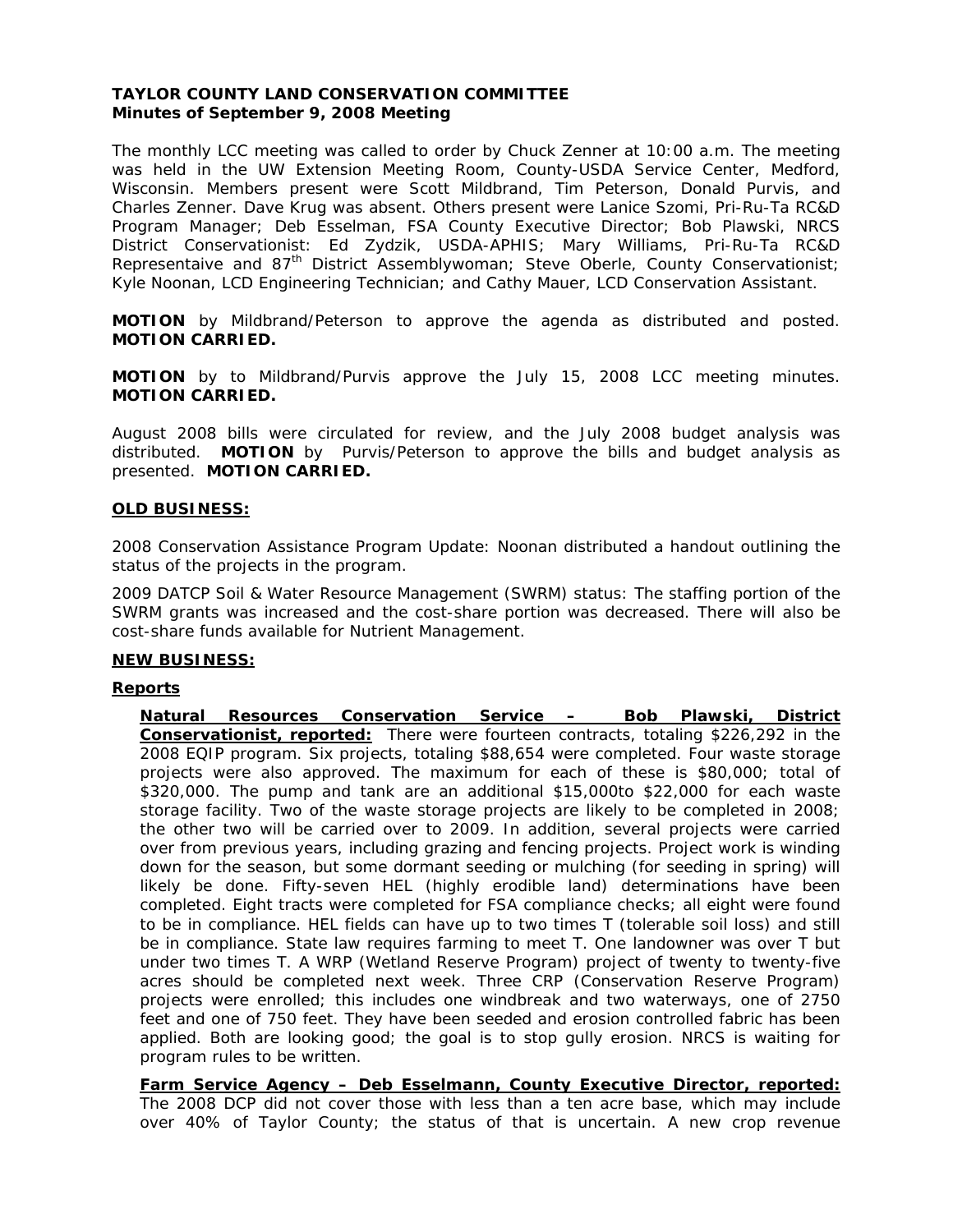**TAYLOR COUNTY LAND CONSERVATION COMMITTEE**
**Minutes of September 9, 2008 Meeting**

The monthly LCC meeting was called to order by Chuck Zenner at 10:00 a.m. The meeting was held in the UW Extension Meeting Room, County-USDA Service Center, Medford, Wisconsin. Members present were Scott Mildbrand, Tim Peterson, Donald Purvis, and Charles Zenner. Dave Krug was absent. Others present were Lanice Szomi, Pri-Ru-Ta RC&D Program Manager; Deb Esselman, FSA County Executive Director; Bob Plawski, NRCS District Conservationist: Ed Zydzik, USDA-APHIS; Mary Williams, Pri-Ru-Ta RC&D Represntaive and 87th District Assemblywoman; Steve Oberle, County Conservationist; Kyle Noonan, LCD Engineering Technician; and Cathy Mauer, LCD Conservation Assistant.

**MOTION** by Mildbrand/Peterson to approve the agenda as distributed and posted. **MOTION CARRIED.**

**MOTION** by to Mildbrand/Purvis approve the July 15, 2008 LCC meeting minutes. **MOTION CARRIED.**

August 2008 bills were circulated for review, and the July 2008 budget analysis was distributed. **MOTION** by Purvis/Peterson to approve the bills and budget analysis as presented. **MOTION CARRIED.**

**OLD BUSINESS:**

2008 Conservation Assistance Program Update: Noonan distributed a handout outlining the status of the projects in the program.

2009 DATCP Soil & Water Resource Management (SWRM) status: The staffing portion of the SWRM grants was increased and the cost-share portion was decreased. There will also be cost-share funds available for Nutrient Management.

**NEW BUSINESS:**

**Reports**

**Natural Resources Conservation Service – Bob Plawski, District Conservationist, reported:** There were fourteen contracts, totaling $226,292 in the 2008 EQIP program. Six projects, totaling $88,654 were completed. Four waste storage projects were also approved. The maximum for each of these is $80,000; total of $320,000. The pump and tank are an additional $15,000to $22,000 for each waste storage facility. Two of the waste storage projects are likely to be completed in 2008; the other two will be carried over to 2009. In addition, several projects were carried over from previous years, including grazing and fencing projects. Project work is winding down for the season, but some dormant seeding or mulching (for seeding in spring) will likely be done. Fifty-seven HEL (highly erodible land) determinations have been completed. Eight tracts were completed for FSA compliance checks; all eight were found to be in compliance. HEL fields can have up to two times T (tolerable soil loss) and still be in compliance. State law requires farming to meet T. One landowner was over T but under two times T. A WRP (Wetland Reserve Program) project of twenty to twenty-five acres should be completed next week. Three CRP (Conservation Reserve Program) projects were enrolled; this includes one windbreak and two waterways, one of 2750 feet and one of 750 feet. They have been seeded and erosion controlled fabric has been applied. Both are looking good; the goal is to stop gully erosion. NRCS is waiting for program rules to be written.

**Farm Service Agency – Deb Esselmann, County Executive Director, reported:** The 2008 DCP did not cover those with less than a ten acre base, which may include over 40% of Taylor County; the status of that is uncertain. A new crop revenue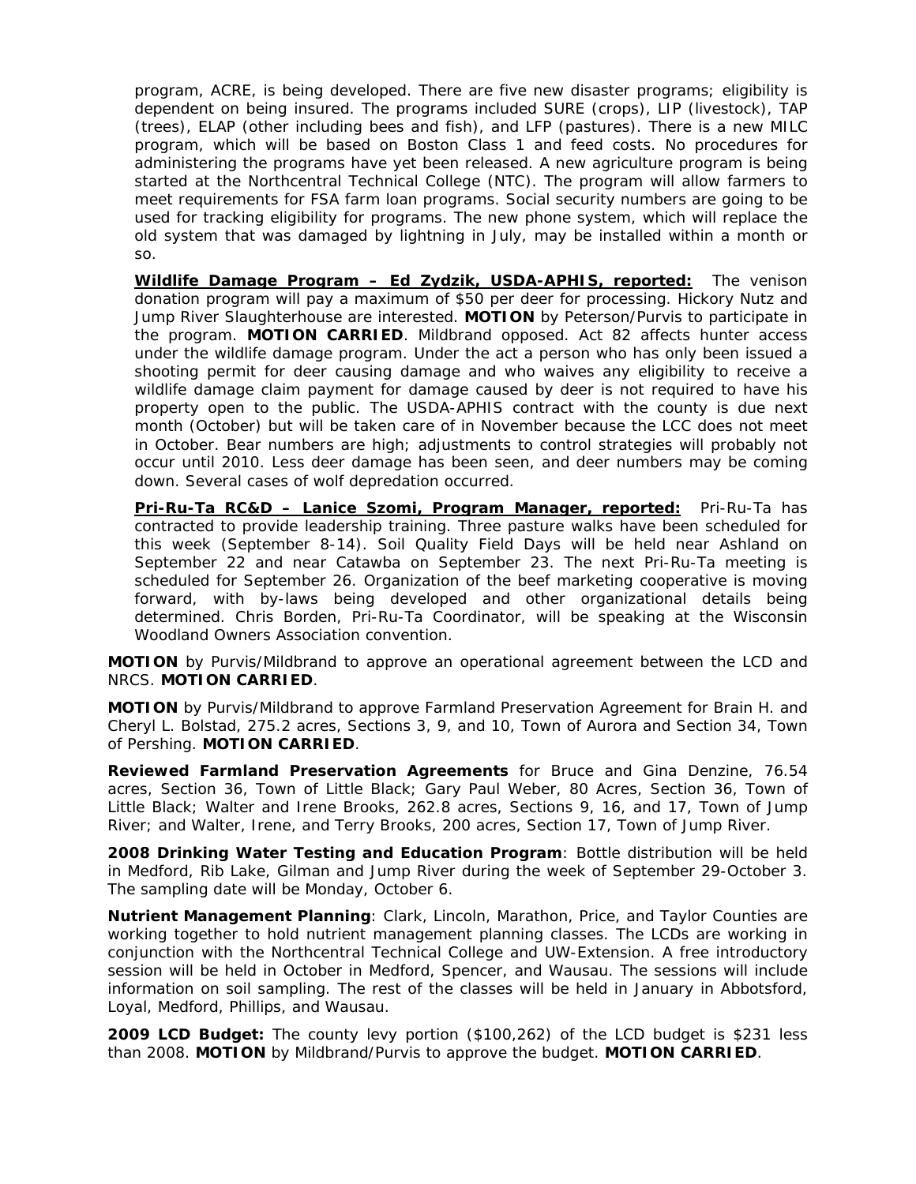program, ACRE, is being developed. There are five new disaster programs; eligibility is dependent on being insured. The programs included SURE (crops), LIP (livestock), TAP (trees), ELAP (other including bees and fish), and LFP (pastures). There is a new MILC program, which will be based on Boston Class 1 and feed costs. No procedures for administering the programs have yet been released. A new agriculture program is being started at the Northcentral Technical College (NTC). The program will allow farmers to meet requirements for FSA farm loan programs. Social security numbers are going to be used for tracking eligibility for programs. The new phone system, which will replace the old system that was damaged by lightning in July, may be installed within a month or so.

**Wildlife Damage Program – Ed Zydzik, USDA-APHIS, reported:** The venison donation program will pay a maximum of $50 per deer for processing. Hickory Nutz and Jump River Slaughterhouse are interested. **MOTION** by Peterson/Purvis to participate in the program. **MOTION CARRIED**. Mildbrand opposed. Act 82 affects hunter access under the wildlife damage program. Under the act a person who has only been issued a shooting permit for deer causing damage and who waives any eligibility to receive a wildlife damage claim payment for damage caused by deer is not required to have his property open to the public. The USDA-APHIS contract with the county is due next month (October) but will be taken care of in November because the LCC does not meet in October. Bear numbers are high; adjustments to control strategies will probably not occur until 2010. Less deer damage has been seen, and deer numbers may be coming down. Several cases of wolf depredation occurred.

**Pri-Ru-Ta RC&D – Lanice Szomi, Program Manager, reported:** Pri-Ru-Ta has contracted to provide leadership training. Three pasture walks have been scheduled for this week (September 8-14). Soil Quality Field Days will be held near Ashland on September 22 and near Catawba on September 23. The next Pri-Ru-Ta meeting is scheduled for September 26. Organization of the beef marketing cooperative is moving forward, with by-laws being developed and other organizational details being determined. Chris Borden, Pri-Ru-Ta Coordinator, will be speaking at the Wisconsin Woodland Owners Association convention.

**MOTION** by Purvis/Mildbrand to approve an operational agreement between the LCD and NRCS. **MOTION CARRIED**.

**MOTION** by Purvis/Mildbrand to approve Farmland Preservation Agreement for Brain H. and Cheryl L. Bolstad, 275.2 acres, Sections 3, 9, and 10, Town of Aurora and Section 34, Town of Pershing. **MOTION CARRIED**.

**Reviewed Farmland Preservation Agreements** for Bruce and Gina Denzine, 76.54 acres, Section 36, Town of Little Black; Gary Paul Weber, 80 Acres, Section 36, Town of Little Black; Walter and Irene Brooks, 262.8 acres, Sections 9, 16, and 17, Town of Jump River; and Walter, Irene, and Terry Brooks, 200 acres, Section 17, Town of Jump River.

**2008 Drinking Water Testing and Education Program**: Bottle distribution will be held in Medford, Rib Lake, Gilman and Jump River during the week of September 29-October 3. The sampling date will be Monday, October 6.

**Nutrient Management Planning**: Clark, Lincoln, Marathon, Price, and Taylor Counties are working together to hold nutrient management planning classes. The LCDs are working in conjunction with the Northcentral Technical College and UW-Extension. A free introductory session will be held in October in Medford, Spencer, and Wausau. The sessions will include information on soil sampling. The rest of the classes will be held in January in Abbotsford, Loyal, Medford, Phillips, and Wausau.

**2009 LCD Budget:** The county levy portion ($100,262) of the LCD budget is $231 less than 2008. **MOTION** by Mildbrand/Purvis to approve the budget. **MOTION CARRIED**.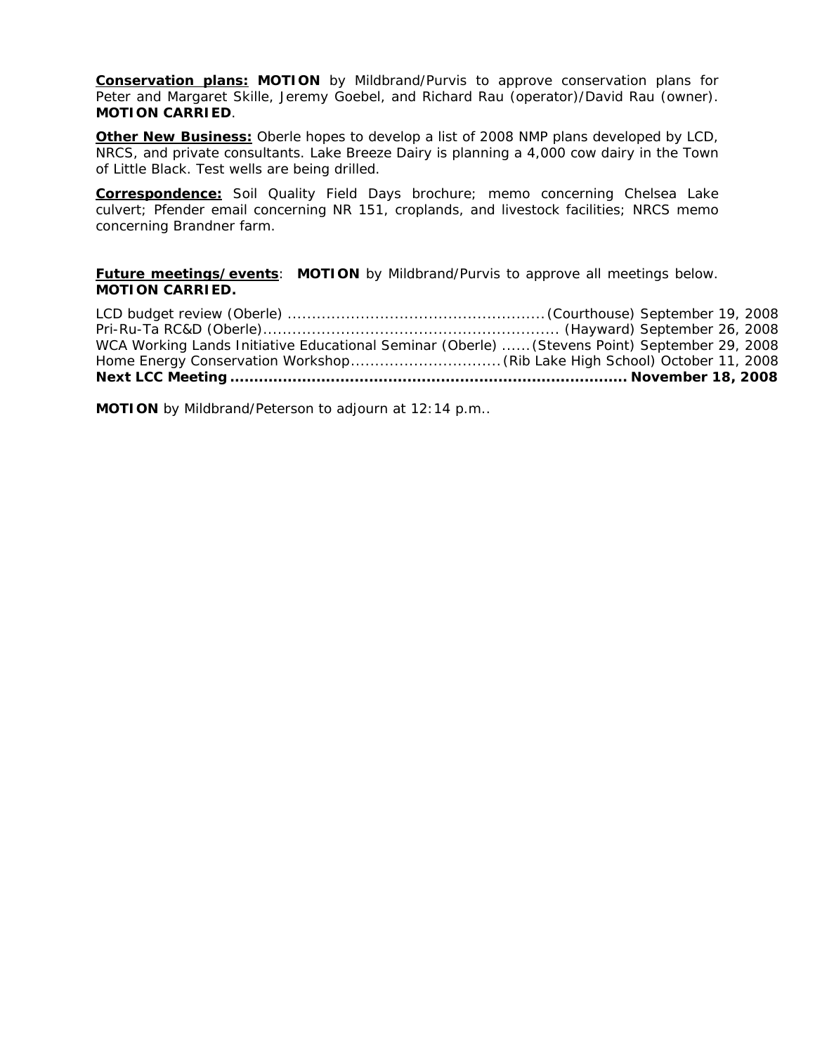**Conservation plans:** **MOTION** by Mildbrand/Purvis to approve conservation plans for Peter and Margaret Skille, Jeremy Goebel, and Richard Rau (operator)/David Rau (owner). **MOTION CARRIED**.

**Other New Business:** Oberle hopes to develop a list of 2008 NMP plans developed by LCD, NRCS, and private consultants. Lake Breeze Dairy is planning a 4,000 cow dairy in the Town of Little Black. Test wells are being drilled.

**Correspondence:** Soil Quality Field Days brochure; memo concerning Chelsea Lake culvert; Pfender email concerning NR 151, croplands, and livestock facilities; NRCS memo concerning Brandner farm.

**Future meetings/events**: **MOTION** by Mildbrand/Purvis to approve all meetings below. **MOTION CARRIED.**

LCD budget review (Oberle) ..................................................... (Courthouse) September 19, 2008
Pri-Ru-Ta RC&D (Oberle)............................................................ (Hayward) September 26, 2008
WCA Working Lands Initiative Educational Seminar (Oberle) ...... (Stevens Point) September 29, 2008
Home Energy Conservation Workshop............................... (Rib Lake High School) October 11, 2008
**Next LCC Meeting ................................................................................ November 18, 2008**

**MOTION** by Mildbrand/Peterson to adjourn at 12:14 p.m..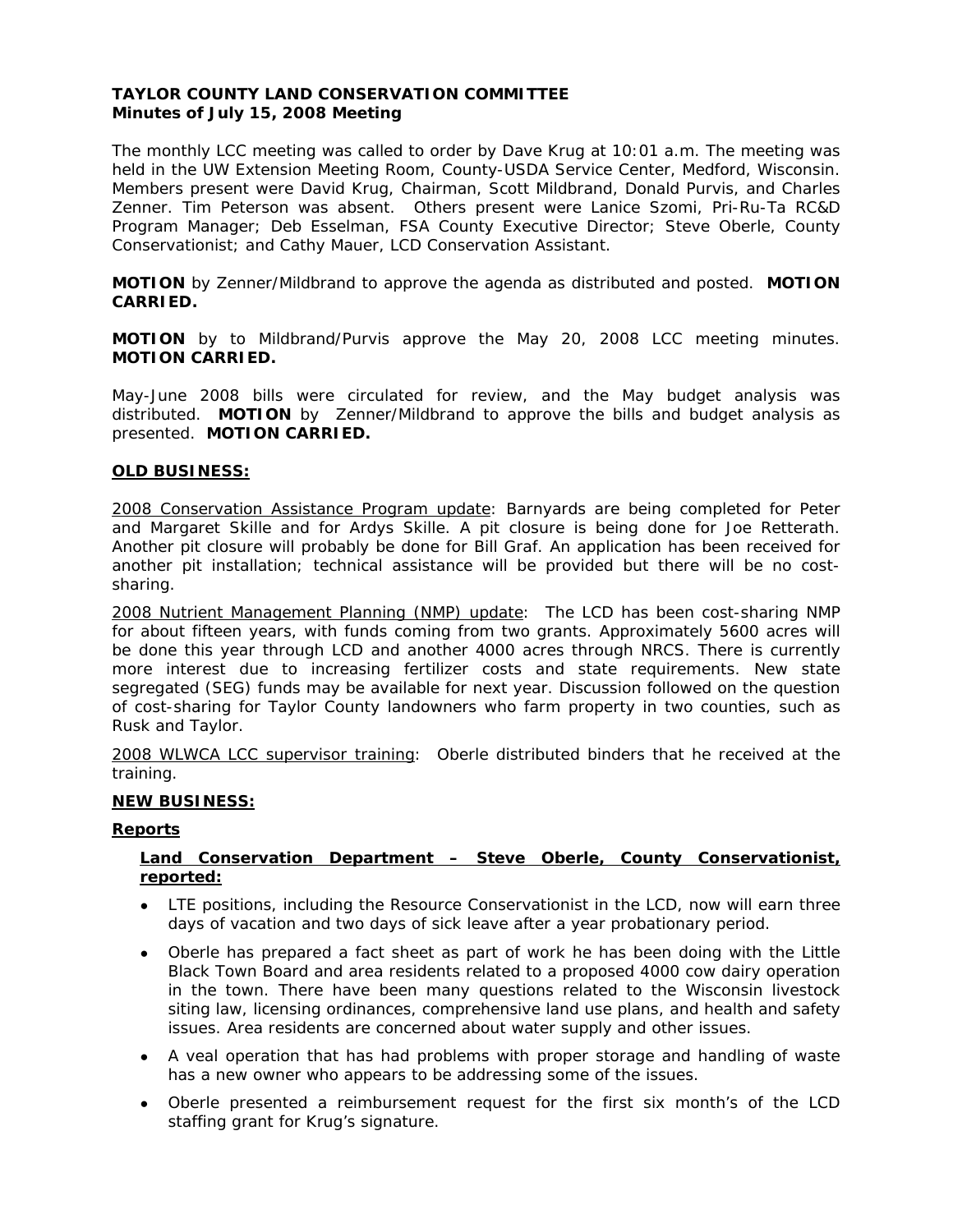**TAYLOR COUNTY LAND CONSERVATION COMMITTEE**
**Minutes of July 15, 2008 Meeting**

The monthly LCC meeting was called to order by Dave Krug at 10:01 a.m. The meeting was held in the UW Extension Meeting Room, County-USDA Service Center, Medford, Wisconsin. Members present were David Krug, Chairman, Scott Mildbrand, Donald Purvis, and Charles Zenner. Tim Peterson was absent. Others present were Lanice Szomi, Pri-Ru-Ta RC&D Program Manager; Deb Esselman, FSA County Executive Director; Steve Oberle, County Conservationist; and Cathy Mauer, LCD Conservation Assistant.

**MOTION** by Zenner/Mildbrand to approve the agenda as distributed and posted. **MOTION CARRIED.**

**MOTION** by to Mildbrand/Purvis approve the May 20, 2008 LCC meeting minutes. **MOTION CARRIED.**

May-June 2008 bills were circulated for review, and the May budget analysis was distributed. **MOTION** by Zenner/Mildbrand to approve the bills and budget analysis as presented. **MOTION CARRIED.**

**OLD BUSINESS:**

2008 Conservation Assistance Program update: Barnyards are being completed for Peter and Margaret Skille and for Ardys Skille. A pit closure is being done for Joe Retterath. Another pit closure will probably be done for Bill Graf. An application has been received for another pit installation; technical assistance will be provided but there will be no cost-sharing.

2008 Nutrient Management Planning (NMP) update: The LCD has been cost-sharing NMP for about fifteen years, with funds coming from two grants. Approximately 5600 acres will be done this year through LCD and another 4000 acres through NRCS. There is currently more interest due to increasing fertilizer costs and state requirements. New state segregated (SEG) funds may be available for next year. Discussion followed on the question of cost-sharing for Taylor County landowners who farm property in two counties, such as Rusk and Taylor.

2008 WLWCA LCC supervisor training: Oberle distributed binders that he received at the training.

**NEW BUSINESS:**

**Reports**

**Land Conservation Department – Steve Oberle, County Conservationist, reported:**

- LTE positions, including the Resource Conservationist in the LCD, now will earn three days of vacation and two days of sick leave after a year probationary period.
- Oberle has prepared a fact sheet as part of work he has been doing with the Little Black Town Board and area residents related to a proposed 4000 cow dairy operation in the town. There have been many questions related to the Wisconsin livestock siting law, licensing ordinances, comprehensive land use plans, and health and safety issues. Area residents are concerned about water supply and other issues.
- A veal operation that has had problems with proper storage and handling of waste has a new owner who appears to be addressing some of the issues.
- Oberle presented a reimbursement request for the first six month's of the LCD staffing grant for Krug's signature.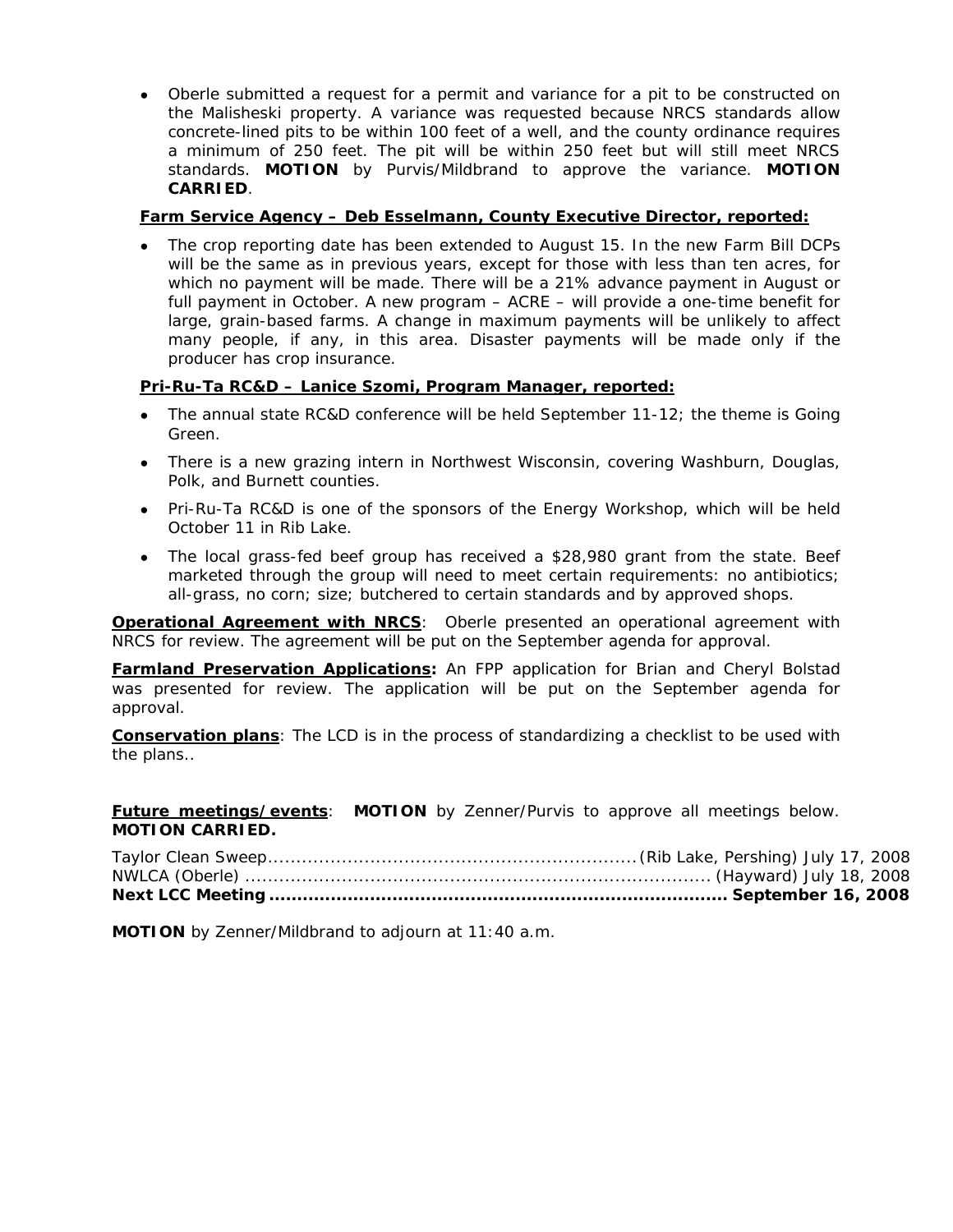- Oberle submitted a request for a permit and variance for a pit to be constructed on the Malisheski property. A variance was requested because NRCS standards allow concrete-lined pits to be within 100 feet of a well, and the county ordinance requires a minimum of 250 feet. The pit will be within 250 feet but will still meet NRCS standards. **MOTION** by Purvis/Mildbrand to approve the variance. **MOTION CARRIED**.

**Farm Service Agency – Deb Esselmann, County Executive Director, reported:**

- The crop reporting date has been extended to August 15. In the new Farm Bill DCPs will be the same as in previous years, except for those with less than ten acres, for which no payment will be made. There will be a 21% advance payment in August or full payment in October. A new program – ACRE – will provide a one-time benefit for large, grain-based farms. A change in maximum payments will be unlikely to affect many people, if any, in this area. Disaster payments will be made only if the producer has crop insurance.

**Pri-Ru-Ta RC&D – Lanice Szomi, Program Manager, reported:**

- The annual state RC&D conference will be held September 11-12; the theme is Going Green.
- There is a new grazing intern in Northwest Wisconsin, covering Washburn, Douglas, Polk, and Burnett counties.
- Pri-Ru-Ta RC&D is one of the sponsors of the Energy Workshop, which will be held October 11 in Rib Lake.
- The local grass-fed beef group has received a $28,980 grant from the state. Beef marketed through the group will need to meet certain requirements: no antibiotics; all-grass, no corn; size; butchered to certain standards and by approved shops.

**Operational Agreement with NRCS**: Oberle presented an operational agreement with NRCS for review. The agreement will be put on the September agenda for approval.

**Farmland Preservation Applications:** An FPP application for Brian and Cheryl Bolstad was presented for review. The application will be put on the September agenda for approval.

**Conservation plans**: The LCD is in the process of standardizing a checklist to be used with the plans..

**Future meetings/events**: **MOTION** by Zenner/Purvis to approve all meetings below. **MOTION CARRIED.**

Taylor Clean Sweep................................................................(Rib Lake, Pershing) July 17, 2008
NWLCA (Oberle) .................................................................................. (Hayward) July 18, 2008
**Next LCC Meeting ................................................................................ September 16, 2008**

**MOTION** by Zenner/Mildbrand to adjourn at 11:40 a.m.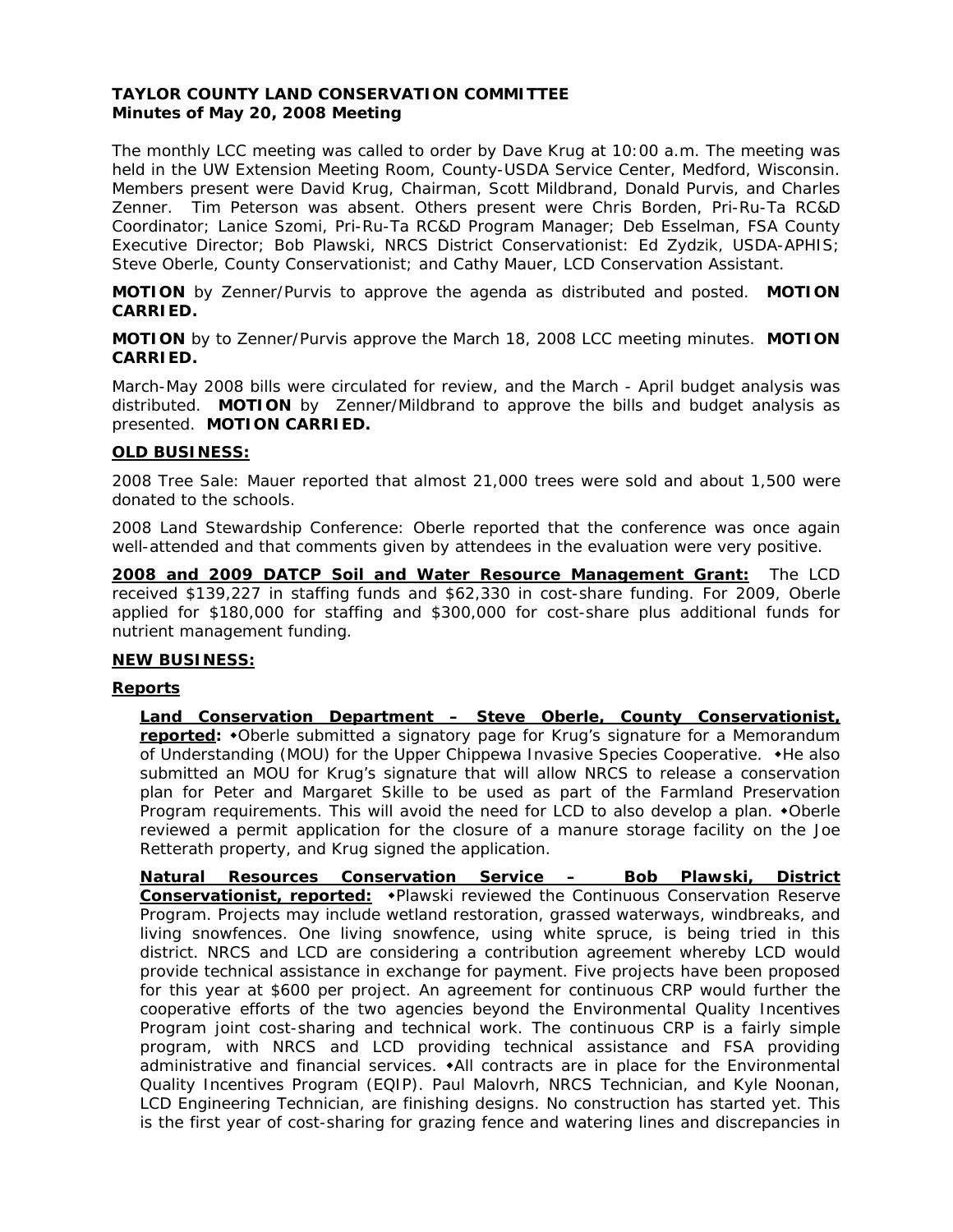**TAYLOR COUNTY LAND CONSERVATION COMMITTEE**
**Minutes of May 20, 2008 Meeting**

The monthly LCC meeting was called to order by Dave Krug at 10:00 a.m. The meeting was held in the UW Extension Meeting Room, County-USDA Service Center, Medford, Wisconsin. Members present were David Krug, Chairman, Scott Mildbrand, Donald Purvis, and Charles Zenner. Tim Peterson was absent. Others present were Chris Borden, Pri-Ru-Ta RC&D Coordinator; Lanice Szomi, Pri-Ru-Ta RC&D Program Manager; Deb Esselman, FSA County Executive Director; Bob Plawski, NRCS District Conservationist: Ed Zydzik, USDA-APHIS; Steve Oberle, County Conservationist; and Cathy Mauer, LCD Conservation Assistant.

**MOTION** by Zenner/Purvis to approve the agenda as distributed and posted. **MOTION CARRIED.**

**MOTION** by to Zenner/Purvis approve the March 18, 2008 LCC meeting minutes. **MOTION CARRIED.**

March-May 2008 bills were circulated for review, and the March - April budget analysis was distributed. **MOTION** by Zenner/Mildbrand to approve the bills and budget analysis as presented. **MOTION CARRIED.**

**OLD BUSINESS:**

2008 Tree Sale: Mauer reported that almost 21,000 trees were sold and about 1,500 were donated to the schools.

2008 Land Stewardship Conference: Oberle reported that the conference was once again well-attended and that comments given by attendees in the evaluation were very positive.

**2008 and 2009 DATCP Soil and Water Resource Management Grant:** The LCD received $139,227 in staffing funds and $62,330 in cost-share funding. For 2009, Oberle applied for $180,000 for staffing and $300,000 for cost-share plus additional funds for nutrient management funding.

**NEW BUSINESS:**

**Reports**

**Land Conservation Department – Steve Oberle, County Conservationist, reported:** ◆Oberle submitted a signatory page for Krug's signature for a Memorandum of Understanding (MOU) for the Upper Chippewa Invasive Species Cooperative. ◆He also submitted an MOU for Krug's signature that will allow NRCS to release a conservation plan for Peter and Margaret Skille to be used as part of the Farmland Preservation Program requirements. This will avoid the need for LCD to also develop a plan. ◆Oberle reviewed a permit application for the closure of a manure storage facility on the Joe Retterath property, and Krug signed the application.

**Natural Resources Conservation Service – Bob Plawski, District Conservationist, reported:** ◆Plawski reviewed the Continuous Conservation Reserve Program. Projects may include wetland restoration, grassed waterways, windbreaks, and living snowfences. One living snowfence, using white spruce, is being tried in this district. NRCS and LCD are considering a contribution agreement whereby LCD would provide technical assistance in exchange for payment. Five projects have been proposed for this year at $600 per project. An agreement for continuous CRP would further the cooperative efforts of the two agencies beyond the Environmental Quality Incentives Program joint cost-sharing and technical work. The continuous CRP is a fairly simple program, with NRCS and LCD providing technical assistance and FSA providing administrative and financial services. ◆All contracts are in place for the Environmental Quality Incentives Program (EQIP). Paul Malovrh, NRCS Technician, and Kyle Noonan, LCD Engineering Technician, are finishing designs. No construction has started yet. This is the first year of cost-sharing for grazing fence and watering lines and discrepancies in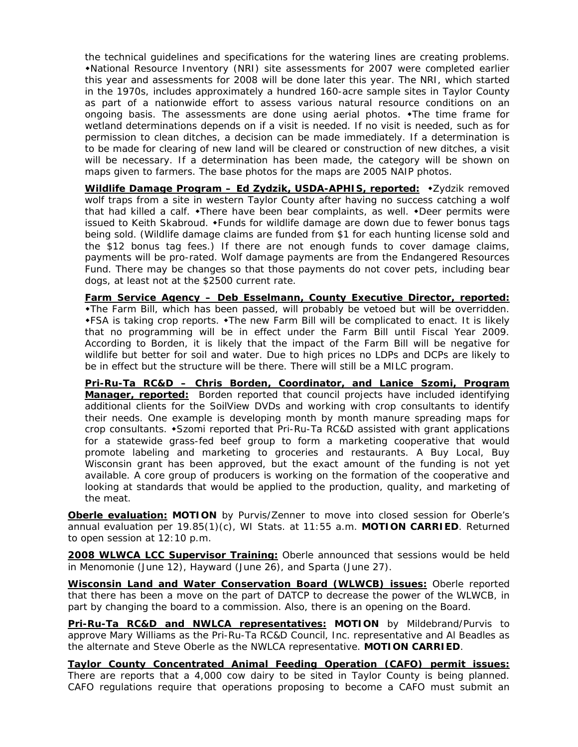the technical guidelines and specifications for the watering lines are creating problems. ◆National Resource Inventory (NRI) site assessments for 2007 were completed earlier this year and assessments for 2008 will be done later this year. The NRI, which started in the 1970s, includes approximately a hundred 160-acre sample sites in Taylor County as part of a nationwide effort to assess various natural resource conditions on an ongoing basis. The assessments are done using aerial photos. ◆The time frame for wetland determinations depends on if a visit is needed. If no visit is needed, such as for permission to clean ditches, a decision can be made immediately. If a determination is to be made for clearing of new land will be cleared or construction of new ditches, a visit will be necessary. If a determination has been made, the category will be shown on maps given to farmers. The base photos for the maps are 2005 NAIP photos.

**Wildlife Damage Program – Ed Zydzik, USDA-APHIS, reported:** ◆Zydzik removed wolf traps from a site in western Taylor County after having no success catching a wolf that had killed a calf. ◆There have been bear complaints, as well. ◆Deer permits were issued to Keith Skabroud. ◆Funds for wildlife damage are down due to fewer bonus tags being sold. (Wildlife damage claims are funded from $1 for each hunting license sold and the $12 bonus tag fees.) If there are not enough funds to cover damage claims, payments will be pro-rated. Wolf damage payments are from the Endangered Resources Fund. There may be changes so that those payments do not cover pets, including bear dogs, at least not at the $2500 current rate.

**Farm Service Agency – Deb Esselmann, County Executive Director, reported:** ◆The Farm Bill, which has been passed, will probably be vetoed but will be overridden. ◆FSA is taking crop reports. ◆The new Farm Bill will be complicated to enact. It is likely that no programming will be in effect under the Farm Bill until Fiscal Year 2009. According to Borden, it is likely that the impact of the Farm Bill will be negative for wildlife but better for soil and water. Due to high prices no LDPs and DCPs are likely to be in effect but the structure will be there. There will still be a MILC program.

**Pri-Ru-Ta RC&D – Chris Borden, Coordinator, and Lanice Szomi, Program Manager, reported:** Borden reported that council projects have included identifying additional clients for the SoilView DVDs and working with crop consultants to identify their needs. One example is developing month by month manure spreading maps for crop consultants. ◆Szomi reported that Pri-Ru-Ta RC&D assisted with grant applications for a statewide grass-fed beef group to form a marketing cooperative that would promote labeling and marketing to groceries and restaurants. A Buy Local, Buy Wisconsin grant has been approved, but the exact amount of the funding is not yet available. A core group of producers is working on the formation of the cooperative and looking at standards that would be applied to the production, quality, and marketing of the meat.

**Oberle evaluation:** **MOTION** by Purvis/Zenner to move into closed session for Oberle's annual evaluation per 19.85(1)(c), WI Stats. at 11:55 a.m. **MOTION CARRIED**. Returned to open session at 12:10 p.m.

**2008 WLWCA LCC Supervisor Training:** Oberle announced that sessions would be held in Menomonie (June 12), Hayward (June 26), and Sparta (June 27).

**Wisconsin Land and Water Conservation Board (WLWCB) issues:** Oberle reported that there has been a move on the part of DATCP to decrease the power of the WLWCB, in part by changing the board to a commission. Also, there is an opening on the Board.

**Pri-Ru-Ta RC&D and NWLCA representatives:** **MOTION** by Mildebrand/Purvis to approve Mary Williams as the Pri-Ru-Ta RC&D Council, Inc. representative and Al Beadles as the alternate and Steve Oberle as the NWLCA representative. **MOTION CARRIED**.

**Taylor County Concentrated Animal Feeding Operation (CAFO) permit issues:** There are reports that a 4,000 cow dairy to be sited in Taylor County is being planned. CAFO regulations require that operations proposing to become a CAFO must submit an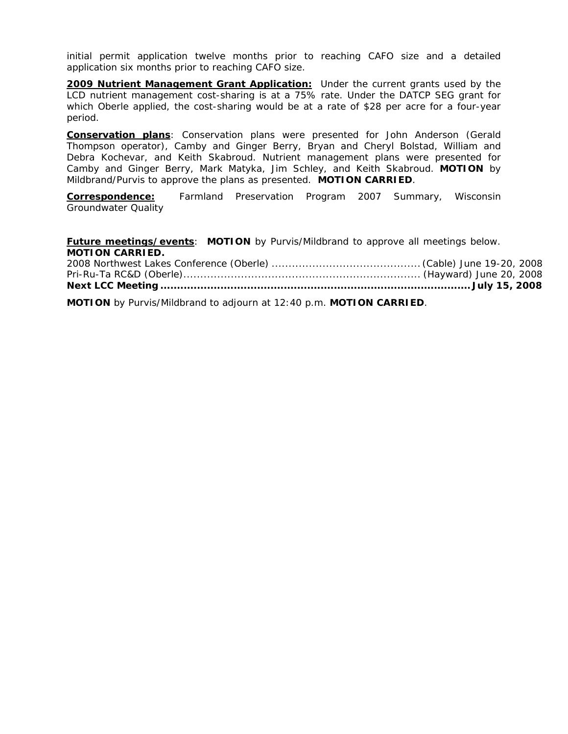initial permit application twelve months prior to reaching CAFO size and a detailed application six months prior to reaching CAFO size.

**2009 Nutrient Management Grant Application:** Under the current grants used by the LCD nutrient management cost-sharing is at a 75% rate. Under the DATCP SEG grant for which Oberle applied, the cost-sharing would be at a rate of $28 per acre for a four-year period.

**Conservation plans**: Conservation plans were presented for John Anderson (Gerald Thompson operator), Camby and Ginger Berry, Bryan and Cheryl Bolstad, William and Debra Kochevar, and Keith Skabroud. Nutrient management plans were presented for Camby and Ginger Berry, Mark Matyka, Jim Schley, and Keith Skabroud. **MOTION** by Mildbrand/Purvis to approve the plans as presented. **MOTION CARRIED**.

**Correspondence:** Farmland Preservation Program 2007 Summary, Wisconsin Groundwater Quality

**Future meetings/events**: **MOTION** by Purvis/Mildbrand to approve all meetings below. **MOTION CARRIED.**

2008 Northwest Lakes Conference (Oberle) .......................................... (Cable) June 19-20, 2008
Pri-Ru-Ta RC&D (Oberle)..................................................................... (Hayward) June 20, 2008
**Next LCC Meeting ............................................................................................ July 15, 2008**

**MOTION** by Purvis/Mildbrand to adjourn at 12:40 p.m. **MOTION CARRIED**.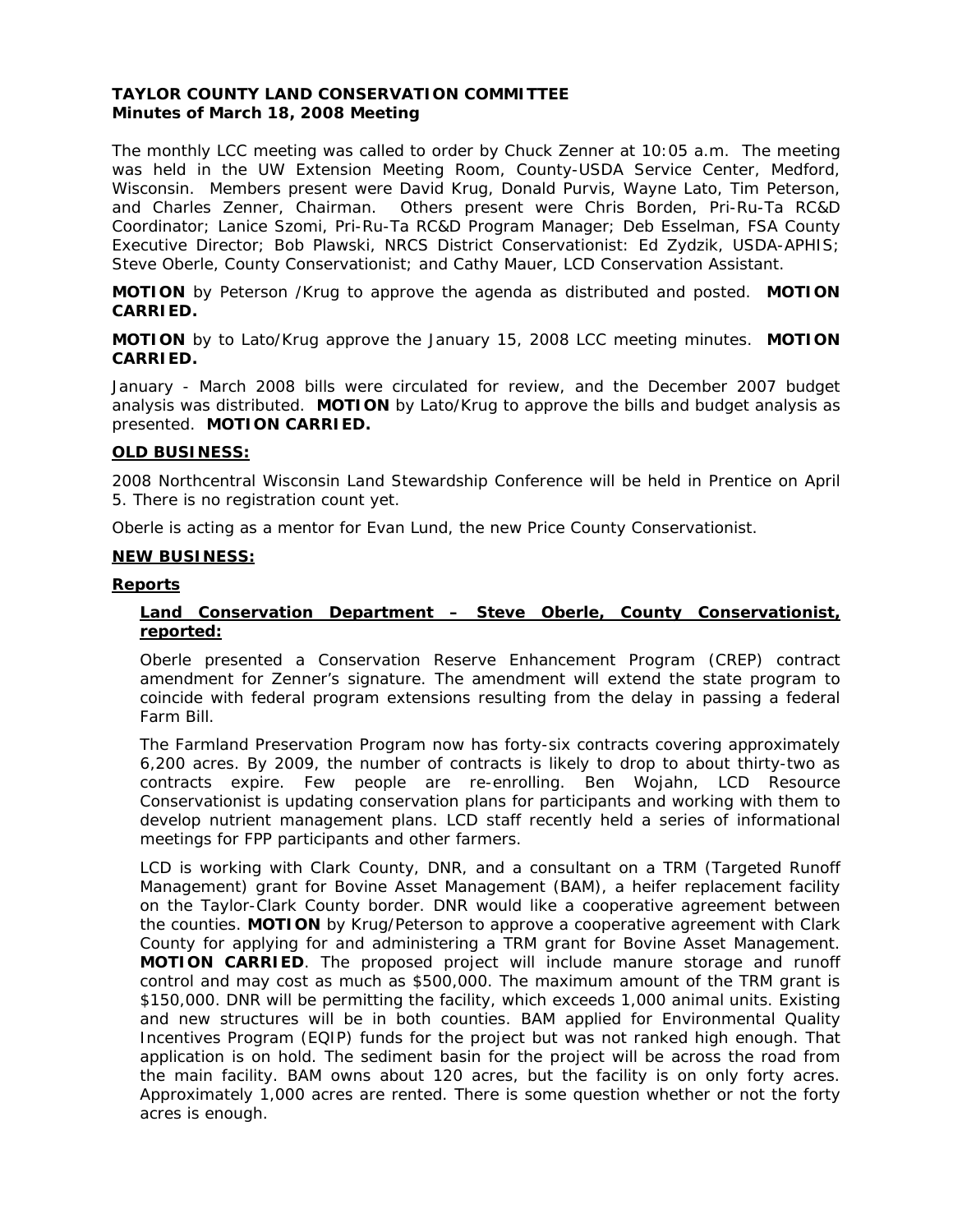**TAYLOR COUNTY LAND CONSERVATION COMMITTEE**
**Minutes of March 18, 2008 Meeting**

The monthly LCC meeting was called to order by Chuck Zenner at 10:05 a.m. The meeting was held in the UW Extension Meeting Room, County-USDA Service Center, Medford, Wisconsin. Members present were David Krug, Donald Purvis, Wayne Lato, Tim Peterson, and Charles Zenner, Chairman. Others present were Chris Borden, Pri-Ru-Ta RC&D Coordinator; Lanice Szomi, Pri-Ru-Ta RC&D Program Manager; Deb Esselman, FSA County Executive Director; Bob Plawski, NRCS District Conservationist: Ed Zydzik, USDA-APHIS; Steve Oberle, County Conservationist; and Cathy Mauer, LCD Conservation Assistant.

**MOTION** by Peterson /Krug to approve the agenda as distributed and posted. **MOTION CARRIED.**

**MOTION** by to Lato/Krug approve the January 15, 2008 LCC meeting minutes. **MOTION CARRIED.**

January - March 2008 bills were circulated for review, and the December 2007 budget analysis was distributed. **MOTION** by Lato/Krug to approve the bills and budget analysis as presented. **MOTION CARRIED.**

**OLD BUSINESS:**

2008 Northcentral Wisconsin Land Stewardship Conference will be held in Prentice on April 5. There is no registration count yet.

Oberle is acting as a mentor for Evan Lund, the new Price County Conservationist.

**NEW BUSINESS:**

**Reports**

**Land Conservation Department – Steve Oberle, County Conservationist, reported:**

Oberle presented a Conservation Reserve Enhancement Program (CREP) contract amendment for Zenner's signature. The amendment will extend the state program to coincide with federal program extensions resulting from the delay in passing a federal Farm Bill.

The Farmland Preservation Program now has forty-six contracts covering approximately 6,200 acres. By 2009, the number of contracts is likely to drop to about thirty-two as contracts expire. Few people are re-enrolling. Ben Wojahn, LCD Resource Conservationist is updating conservation plans for participants and working with them to develop nutrient management plans. LCD staff recently held a series of informational meetings for FPP participants and other farmers.

LCD is working with Clark County, DNR, and a consultant on a TRM (Targeted Runoff Management) grant for Bovine Asset Management (BAM), a heifer replacement facility on the Taylor-Clark County border. DNR would like a cooperative agreement between the counties. **MOTION** by Krug/Peterson to approve a cooperative agreement with Clark County for applying for and administering a TRM grant for Bovine Asset Management. **MOTION CARRIED**. The proposed project will include manure storage and runoff control and may cost as much as $500,000. The maximum amount of the TRM grant is $150,000. DNR will be permitting the facility, which exceeds 1,000 animal units. Existing and new structures will be in both counties. BAM applied for Environmental Quality Incentives Program (EQIP) funds for the project but was not ranked high enough. That application is on hold. The sediment basin for the project will be across the road from the main facility. BAM owns about 120 acres, but the facility is on only forty acres. Approximately 1,000 acres are rented. There is some question whether or not the forty acres is enough.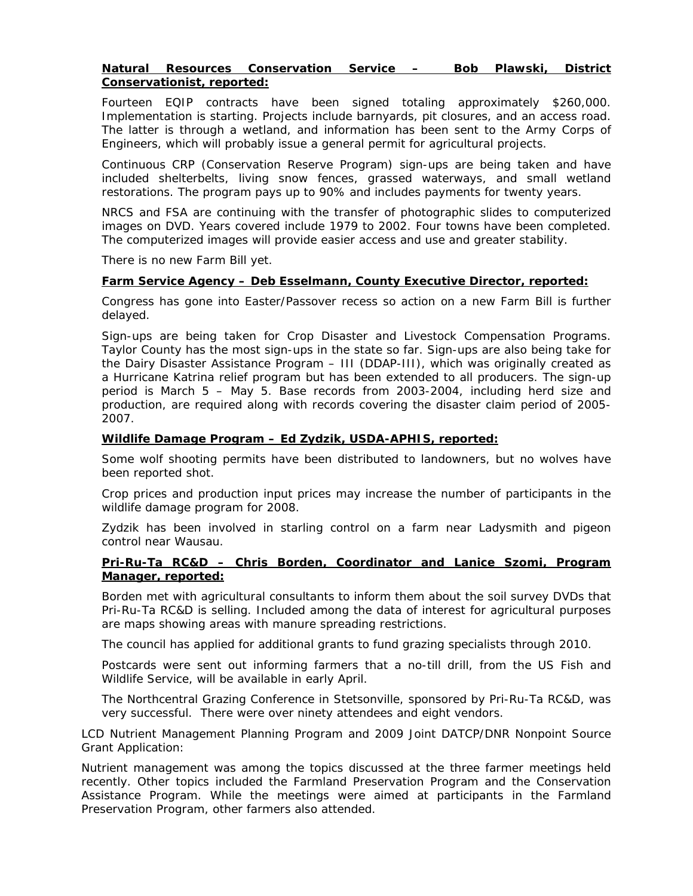**<u>Natural Resources Conservation Service – Bob Plawski, District Conservationist, reported:</u>**

Fourteen EQIP contracts have been signed totaling approximately $260,000. Implementation is starting. Projects include barnyards, pit closures, and an access road. The latter is through a wetland, and information has been sent to the Army Corps of Engineers, which will probably issue a general permit for agricultural projects.

Continuous CRP (Conservation Reserve Program) sign-ups are being taken and have included shelterbelts, living snow fences, grassed waterways, and small wetland restorations. The program pays up to 90% and includes payments for twenty years.

NRCS and FSA are continuing with the transfer of photographic slides to computerized images on DVD. Years covered include 1979 to 2002. Four towns have been completed. The computerized images will provide easier access and use and greater stability.

There is no new Farm Bill yet.

**<u>Farm Service Agency – Deb Esselmann, County Executive Director, reported:</u>**

Congress has gone into Easter/Passover recess so action on a new Farm Bill is further delayed.

Sign-ups are being taken for Crop Disaster and Livestock Compensation Programs. Taylor County has the most sign-ups in the state so far. Sign-ups are also being take for the Dairy Disaster Assistance Program – III (DDAP-III), which was originally created as a Hurricane Katrina relief program but has been extended to all producers. The sign-up period is March 5 – May 5. Base records from 2003-2004, including herd size and production, are required along with records covering the disaster claim period of 2005-2007.

**<u>Wildlife Damage Program – Ed Zydzik, USDA-APHIS, reported:</u>**

Some wolf shooting permits have been distributed to landowners, but no wolves have been reported shot.

Crop prices and production input prices may increase the number of participants in the wildlife damage program for 2008.

Zydzik has been involved in starling control on a farm near Ladysmith and pigeon control near Wausau.

**<u>Pri-Ru-Ta RC&D – Chris Borden, Coordinator and Lanice Szomi, Program Manager, reported:</u>**

Borden met with agricultural consultants to inform them about the soil survey DVDs that Pri-Ru-Ta RC&D is selling. Included among the data of interest for agricultural purposes are maps showing areas with manure spreading restrictions.

The council has applied for additional grants to fund grazing specialists through 2010.

Postcards were sent out informing farmers that a no-till drill, from the US Fish and Wildlife Service, will be available in early April.

The Northcentral Grazing Conference in Stetsonville, sponsored by Pri-Ru-Ta RC&D, was very successful. There were over ninety attendees and eight vendors.

LCD Nutrient Management Planning Program and 2009 Joint DATCP/DNR Nonpoint Source Grant Application:

Nutrient management was among the topics discussed at the three farmer meetings held recently. Other topics included the Farmland Preservation Program and the Conservation Assistance Program. While the meetings were aimed at participants in the Farmland Preservation Program, other farmers also attended.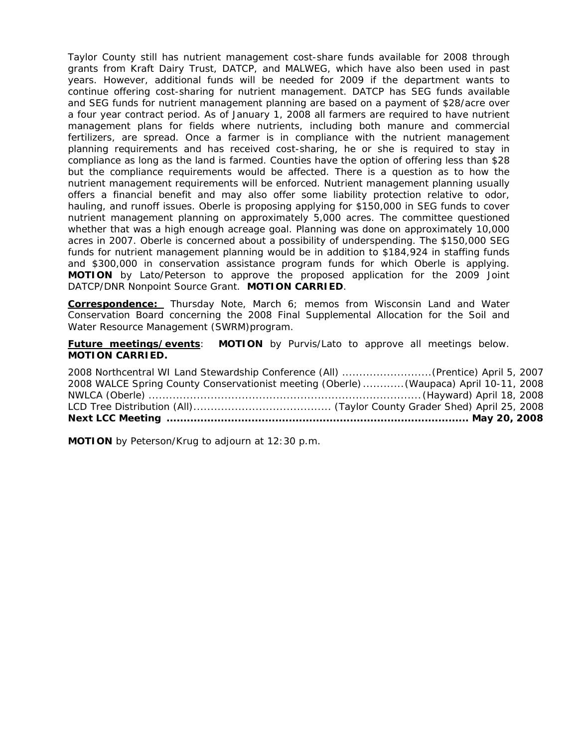Taylor County still has nutrient management cost-share funds available for 2008 through grants from Kraft Dairy Trust, DATCP, and MALWEG, which have also been used in past years. However, additional funds will be needed for 2009 if the department wants to continue offering cost-sharing for nutrient management. DATCP has SEG funds available and SEG funds for nutrient management planning are based on a payment of $28/acre over a four year contract period. As of January 1, 2008 all farmers are required to have nutrient management plans for fields where nutrients, including both manure and commercial fertilizers, are spread. Once a farmer is in compliance with the nutrient management planning requirements and has received cost-sharing, he or she is required to stay in compliance as long as the land is farmed. Counties have the option of offering less than $28 but the compliance requirements would be affected. There is a question as to how the nutrient management requirements will be enforced. Nutrient management planning usually offers a financial benefit and may also offer some liability protection relative to odor, hauling, and runoff issues. Oberle is proposing applying for $150,000 in SEG funds to cover nutrient management planning on approximately 5,000 acres. The committee questioned whether that was a high enough acreage goal. Planning was done on approximately 10,000 acres in 2007. Oberle is concerned about a possibility of underspending. The $150,000 SEG funds for nutrient management planning would be in addition to $184,924 in staffing funds and $300,000 in conservation assistance program funds for which Oberle is applying. **MOTION** by Lato/Peterson to approve the proposed application for the 2009 Joint DATCP/DNR Nonpoint Source Grant. **MOTION CARRIED**.

**Correspondence:** Thursday Note, March 6; memos from Wisconsin Land and Water Conservation Board concerning the 2008 Final Supplemental Allocation for the Soil and Water Resource Management (SWRM)program.

**Future meetings/events**: **MOTION** by Purvis/Lato to approve all meetings below. **MOTION CARRIED.**

2008 Northcentral WI Land Stewardship Conference (All) ..........................(Prentice) April 5, 2007
2008 WALCE Spring County Conservationist meeting (Oberle)............(Waupaca) April 10-11, 2008
NWLCA (Oberle) ...............................................................................(Hayward) April 18, 2008
LCD Tree Distribution (All)....................................... (Taylor County Grader Shed) April 25, 2008
**Next LCC Meeting ........................................................................................ May 20, 2008**

**MOTION** by Peterson/Krug to adjourn at 12:30 p.m.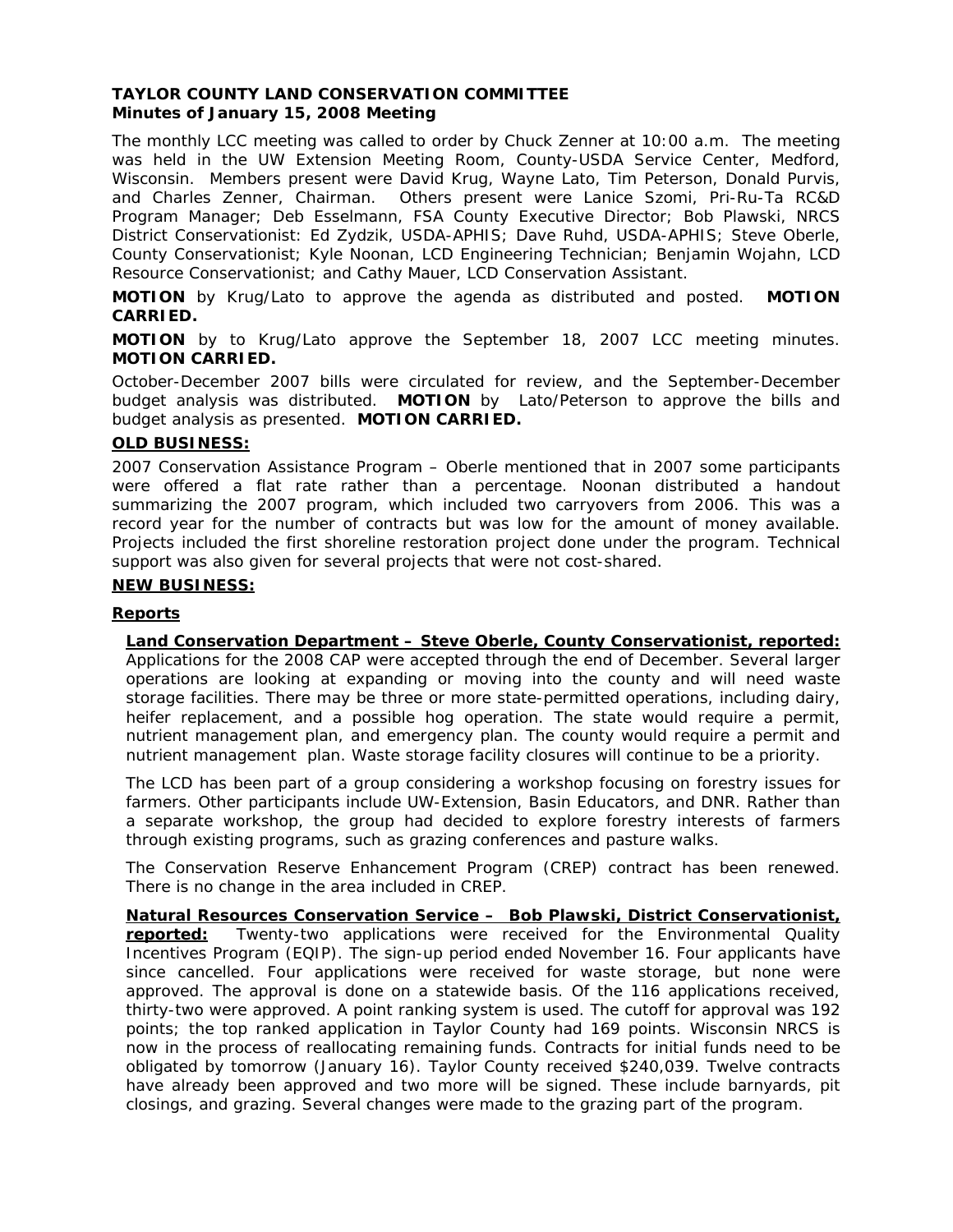**TAYLOR COUNTY LAND CONSERVATION COMMITTEE**
**Minutes of January 15, 2008 Meeting**

The monthly LCC meeting was called to order by Chuck Zenner at 10:00 a.m. The meeting was held in the UW Extension Meeting Room, County-USDA Service Center, Medford, Wisconsin. Members present were David Krug, Wayne Lato, Tim Peterson, Donald Purvis, and Charles Zenner, Chairman. Others present were Lanice Szomi, Pri-Ru-Ta RC&D Program Manager; Deb Esselmann, FSA County Executive Director; Bob Plawski, NRCS District Conservationist: Ed Zydzik, USDA-APHIS; Dave Ruhd, USDA-APHIS; Steve Oberle, County Conservationist; Kyle Noonan, LCD Engineering Technician; Benjamin Wojahn, LCD Resource Conservationist; and Cathy Mauer, LCD Conservation Assistant.

**MOTION** by Krug/Lato to approve the agenda as distributed and posted. **MOTION CARRIED.**

**MOTION** by to Krug/Lato approve the September 18, 2007 LCC meeting minutes. **MOTION CARRIED.**

October-December 2007 bills were circulated for review, and the September-December budget analysis was distributed. **MOTION** by Lato/Peterson to approve the bills and budget analysis as presented. **MOTION CARRIED.**

**OLD BUSINESS:**

2007 Conservation Assistance Program – Oberle mentioned that in 2007 some participants were offered a flat rate rather than a percentage. Noonan distributed a handout summarizing the 2007 program, which included two carryovers from 2006. This was a record year for the number of contracts but was low for the amount of money available. Projects included the first shoreline restoration project done under the program. Technical support was also given for several projects that were not cost-shared.

**NEW BUSINESS:**

**Reports**

**Land Conservation Department – Steve Oberle, County Conservationist, reported:** Applications for the 2008 CAP were accepted through the end of December. Several larger operations are looking at expanding or moving into the county and will need waste storage facilities. There may be three or more state-permitted operations, including dairy, heifer replacement, and a possible hog operation. The state would require a permit, nutrient management plan, and emergency plan. The county would require a permit and nutrient management plan. Waste storage facility closures will continue to be a priority.

The LCD has been part of a group considering a workshop focusing on forestry issues for farmers. Other participants include UW-Extension, Basin Educators, and DNR. Rather than a separate workshop, the group had decided to explore forestry interests of farmers through existing programs, such as grazing conferences and pasture walks.

The Conservation Reserve Enhancement Program (CREP) contract has been renewed. There is no change in the area included in CREP.

**Natural Resources Conservation Service – Bob Plawski, District Conservationist, reported:** Twenty-two applications were received for the Environmental Quality Incentives Program (EQIP). The sign-up period ended November 16. Four applicants have since cancelled. Four applications were received for waste storage, but none were approved. The approval is done on a statewide basis. Of the 116 applications received, thirty-two were approved. A point ranking system is used. The cutoff for approval was 192 points; the top ranked application in Taylor County had 169 points. Wisconsin NRCS is now in the process of reallocating remaining funds. Contracts for initial funds need to be obligated by tomorrow (January 16). Taylor County received $240,039. Twelve contracts have already been approved and two more will be signed. These include barnyards, pit closings, and grazing. Several changes were made to the grazing part of the program.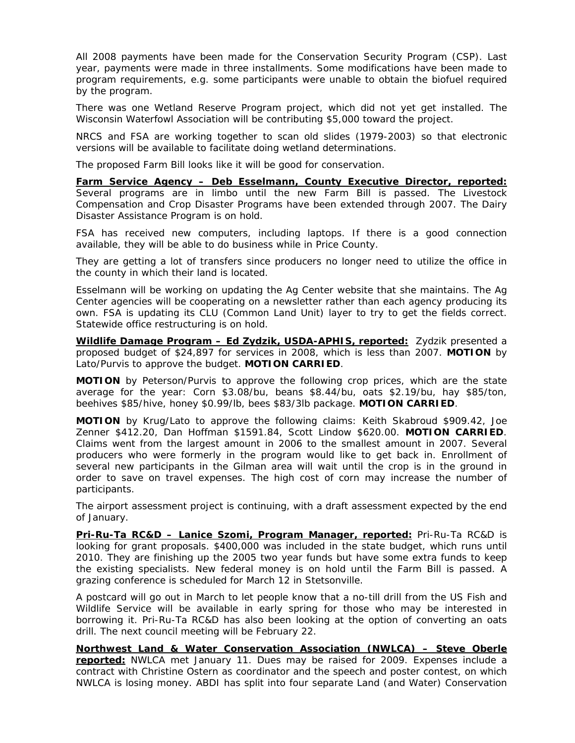All 2008 payments have been made for the Conservation Security Program (CSP). Last year, payments were made in three installments. Some modifications have been made to program requirements, e.g. some participants were unable to obtain the biofuel required by the program.

There was one Wetland Reserve Program project, which did not yet get installed. The Wisconsin Waterfowl Association will be contributing $5,000 toward the project.

NRCS and FSA are working together to scan old slides (1979-2003) so that electronic versions will be available to facilitate doing wetland determinations.

The proposed Farm Bill looks like it will be good for conservation.

**Farm Service Agency – Deb Esselmann, County Executive Director, reported:** Several programs are in limbo until the new Farm Bill is passed. The Livestock Compensation and Crop Disaster Programs have been extended through 2007. The Dairy Disaster Assistance Program is on hold.

FSA has received new computers, including laptops. If there is a good connection available, they will be able to do business while in Price County.

They are getting a lot of transfers since producers no longer need to utilize the office in the county in which their land is located.

Esselmann will be working on updating the Ag Center website that she maintains. The Ag Center agencies will be cooperating on a newsletter rather than each agency producing its own. FSA is updating its CLU (Common Land Unit) layer to try to get the fields correct. Statewide office restructuring is on hold.

**Wildlife Damage Program – Ed Zydzik, USDA-APHIS, reported:** Zydzik presented a proposed budget of $24,897 for services in 2008, which is less than 2007. **MOTION** by Lato/Purvis to approve the budget. **MOTION CARRIED**.

**MOTION** by Peterson/Purvis to approve the following crop prices, which are the state average for the year: Corn $3.08/bu, beans $8.44/bu, oats $2.19/bu, hay $85/ton, beehives $85/hive, honey $0.99/lb, bees $83/3lb package. **MOTION CARRIED**.

**MOTION** by Krug/Lato to approve the following claims: Keith Skabroud $909.42, Joe Zenner $412.20, Dan Hoffman $1591.84, Scott Lindow $620.00. **MOTION CARRIED**. Claims went from the largest amount in 2006 to the smallest amount in 2007. Several producers who were formerly in the program would like to get back in. Enrollment of several new participants in the Gilman area will wait until the crop is in the ground in order to save on travel expenses. The high cost of corn may increase the number of participants.

The airport assessment project is continuing, with a draft assessment expected by the end of January.

**Pri-Ru-Ta RC&D – Lanice Szomi, Program Manager, reported:** Pri-Ru-Ta RC&D is looking for grant proposals. $400,000 was included in the state budget, which runs until 2010. They are finishing up the 2005 two year funds but have some extra funds to keep the existing specialists. New federal money is on hold until the Farm Bill is passed. A grazing conference is scheduled for March 12 in Stetsonville.

A postcard will go out in March to let people know that a no-till drill from the US Fish and Wildlife Service will be available in early spring for those who may be interested in borrowing it. Pri-Ru-Ta RC&D has also been looking at the option of converting an oats drill. The next council meeting will be February 22.

**Northwest Land & Water Conservation Association (NWLCA) – Steve Oberle reported:** NWLCA met January 11. Dues may be raised for 2009. Expenses include a contract with Christine Ostern as coordinator and the speech and poster contest, on which NWLCA is losing money. ABDI has split into four separate Land (and Water) Conservation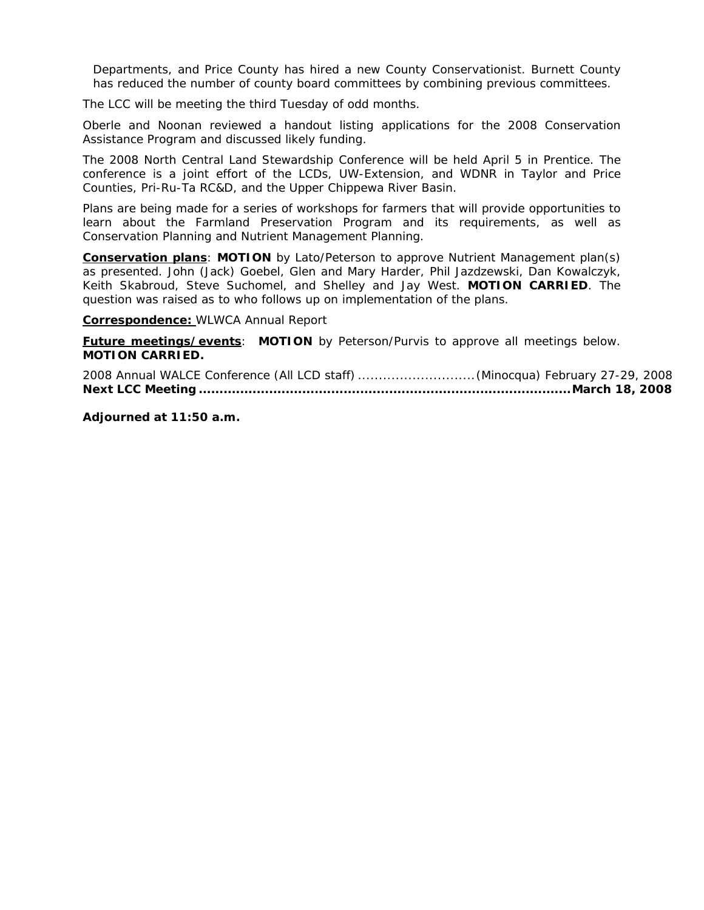Departments, and Price County has hired a new County Conservationist. Burnett County has reduced the number of county board committees by combining previous committees.

The LCC will be meeting the third Tuesday of odd months.

Oberle and Noonan reviewed a handout listing applications for the 2008 Conservation Assistance Program and discussed likely funding.

The 2008 North Central Land Stewardship Conference will be held April 5 in Prentice. The conference is a joint effort of the LCDs, UW-Extension, and WDNR in Taylor and Price Counties, Pri-Ru-Ta RC&D, and the Upper Chippewa River Basin.

Plans are being made for a series of workshops for farmers that will provide opportunities to learn about the Farmland Preservation Program and its requirements, as well as Conservation Planning and Nutrient Management Planning.

**Conservation plans**: **MOTION** by Lato/Peterson to approve Nutrient Management plan(s) as presented. John (Jack) Goebel, Glen and Mary Harder, Phil Jazdzewski, Dan Kowalczyk, Keith Skabroud, Steve Suchomel, and Shelley and Jay West. **MOTION CARRIED**. The question was raised as to who follows up on implementation of the plans.

**Correspondence:** WLWCA Annual Report

**Future meetings/events**: **MOTION** by Peterson/Purvis to approve all meetings below. **MOTION CARRIED.**

2008 Annual WALCE Conference (All LCD staff) ............................(Minocqua) February 27-29, 2008
**Next LCC Meeting ........................................................................................March 18, 2008**

**Adjourned at 11:50 a.m.**